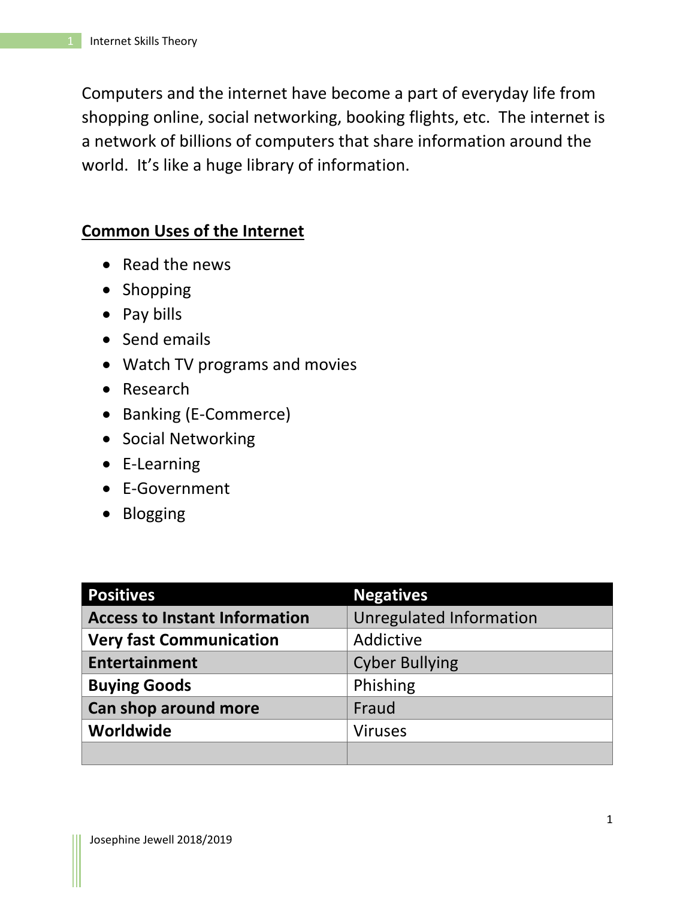Computers and the internet have become a part of everyday life from shopping online, social networking, booking flights, etc. The internet is a network of billions of computers that share information around the world. It's like a huge library of information.

## Common Uses of the Internet

- Read the news
- Shopping
- Pay bills
- Send emails
- Watch TV programs and movies
- Research
- Banking (E-Commerce)
- Social Networking
- E-Learning
- E-Government
- Blogging

| Positives | Negatives |
| --- | --- |
| **Access to Instant Information** | Unregulated Information |
| **Very fast Communication** | Addictive |
| **Entertainment** | Cyber Bullying |
| **Buying Goods** | Phishing |
| **Can shop around more** | Fraud |
| **Worldwide** | Viruses |
| | |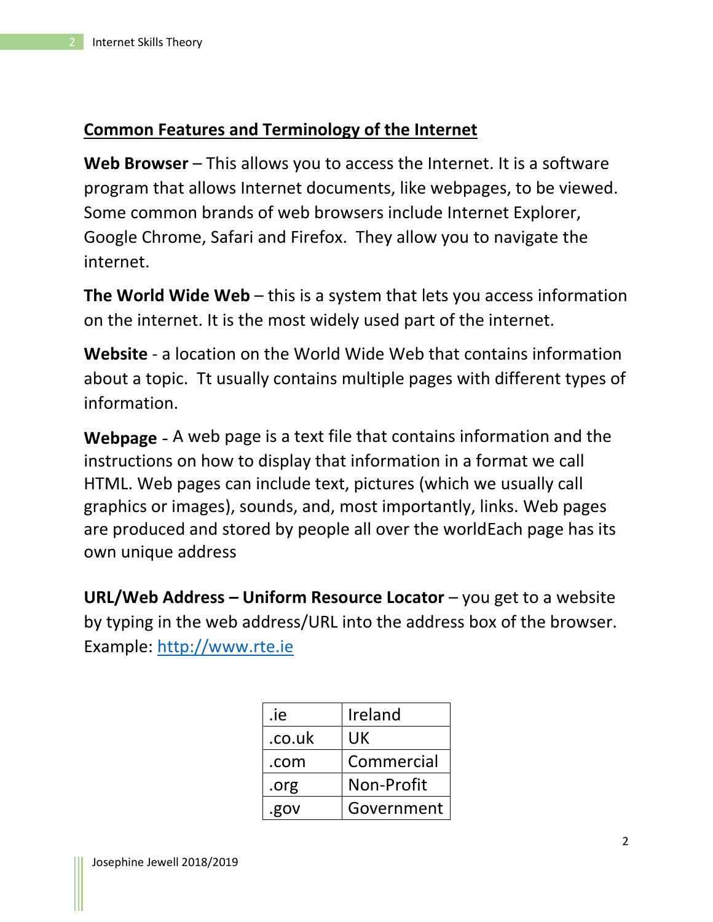## Common Features and Terminology of the Internet

**Web Browser** – This allows you to access the Internet. It is a software program that allows Internet documents, like webpages, to be viewed. Some common brands of web browsers include Internet Explorer, Google Chrome, Safari and Firefox. They allow you to navigate the internet.

**The World Wide Web** – this is a system that lets you access information on the internet. It is the most widely used part of the internet.

**Website** - a location on the World Wide Web that contains information about a topic. Tt usually contains multiple pages with different types of information.

**Webpage** - A web page is a text file that contains information and the instructions on how to display that information in a format we call HTML. Web pages can include text, pictures (which we usually call graphics or images), sounds, and, most importantly, links. Web pages are produced and stored by people all over the worldEach page has its own unique address

**URL/Web Address – Uniform Resource Locator** – you get to a website by typing in the web address/URL into the address box of the browser. Example: http://www.rte.ie

| .ie | Ireland |
|---|---|
| .co.uk | UK |
| .com | Commercial |
| .org | Non-Profit |
| .gov | Government |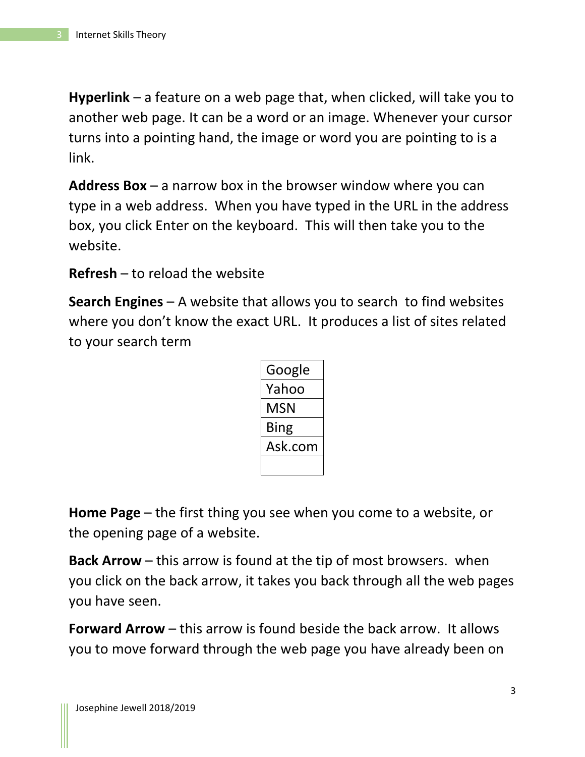**Hyperlink** – a feature on a web page that, when clicked, will take you to another web page. It can be a word or an image. Whenever your cursor turns into a pointing hand, the image or word you are pointing to is a link.

**Address Box** – a narrow box in the browser window where you can type in a web address. When you have typed in the URL in the address box, you click Enter on the keyboard. This will then take you to the website.

**Refresh** – to reload the website

**Search Engines** – A website that allows you to search to find websites where you don't know the exact URL. It produces a list of sites related to your search term

| Google |
| --- |
| Yahoo |
| MSN |
| Bing |
| Ask.com |
| |

**Home Page** – the first thing you see when you come to a website, or the opening page of a website.

**Back Arrow** – this arrow is found at the tip of most browsers. when you click on the back arrow, it takes you back through all the web pages you have seen.

**Forward Arrow** – this arrow is found beside the back arrow. It allows you to move forward through the web page you have already been on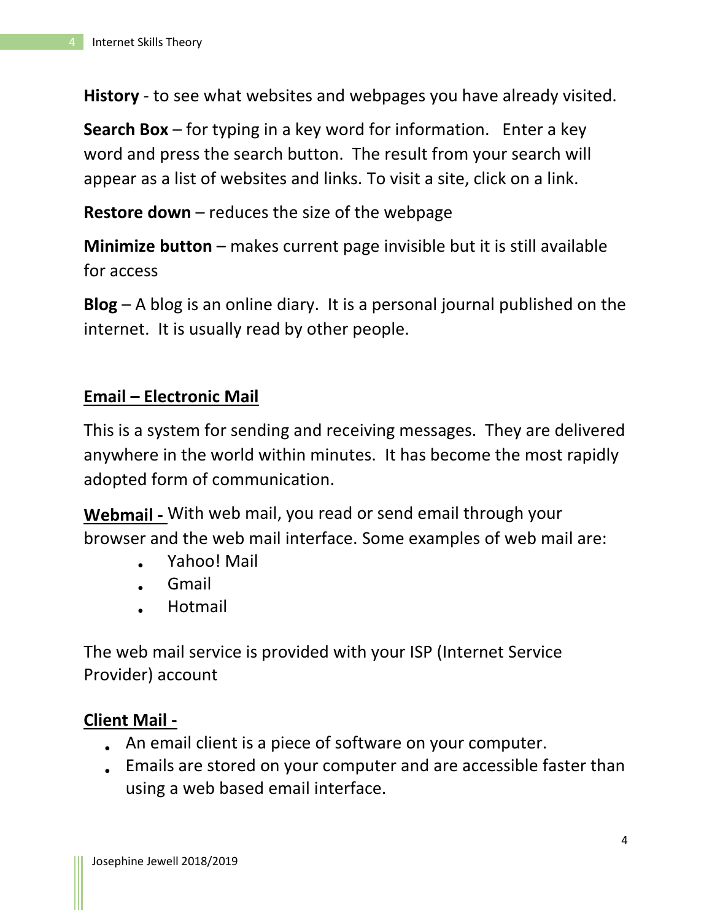**History** - to see what websites and webpages you have already visited.

**Search Box** – for typing in a key word for information. Enter a key word and press the search button. The result from your search will appear as a list of websites and links. To visit a site, click on a link.

**Restore down** – reduces the size of the webpage

**Minimize button** – makes current page invisible but it is still available for access

**Blog** – A blog is an online diary. It is a personal journal published on the internet. It is usually read by other people.

## Email – Electronic Mail

This is a system for sending and receiving messages. They are delivered anywhere in the world within minutes. It has become the most rapidly adopted form of communication.

**Webmail -** With web mail, you read or send email through your browser and the web mail interface. Some examples of web mail are:

- Yahoo! Mail
- Gmail
- Hotmail

The web mail service is provided with your ISP (Internet Service Provider) account

**Client Mail -**

- An email client is a piece of software on your computer.
- Emails are stored on your computer and are accessible faster than using a web based email interface.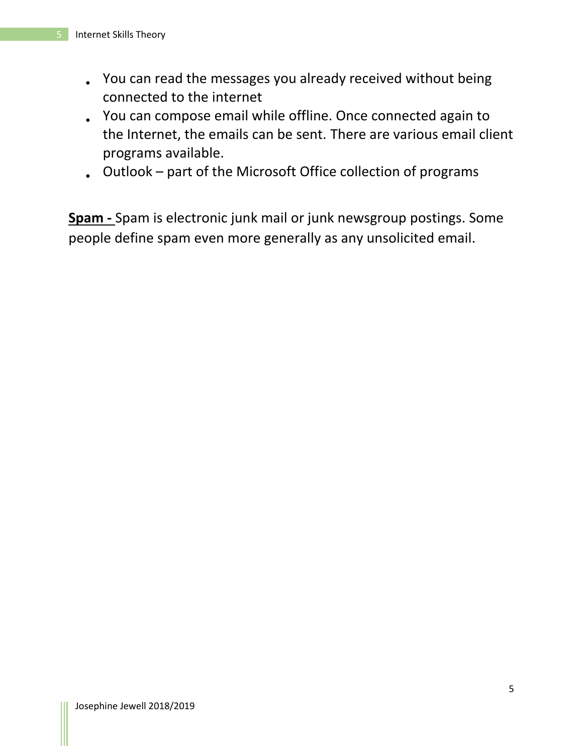- You can read the messages you already received without being connected to the internet
- You can compose email while offline. Once connected again to the Internet, the emails can be sent. There are various email client programs available.
- Outlook – part of the Microsoft Office collection of programs

**Spam -** Spam is electronic junk mail or junk newsgroup postings. Some people define spam even more generally as any unsolicited email.